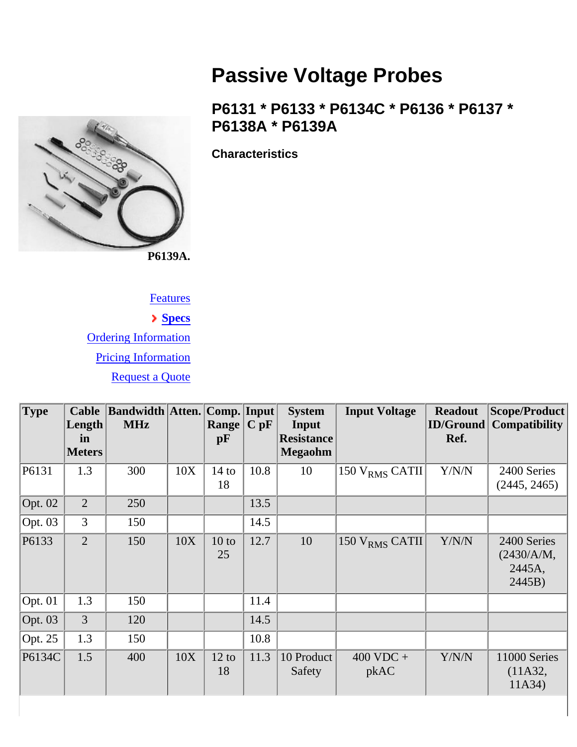# Passive Voltage Probes

## P6131 * P6133 * P6134C * P6136 * P6137 * P6138A * P6139A

### Characteristics

P6139A.

Features

› **Specs**

Ordering Information

Pricing Information

Request a Quote

| Type | Cable Length in Meters | Bandwidth MHz | Atten. | Comp. Range pF | Input C pF | System Input Resistance Megaohm | Input Voltage | Readout ID/Ground Ref. | Scope/Product Compatibility |
|---|---|---|---|---|---|---|---|---|---|
| P6131 | 1.3 | 300 | 10X | 14 to 18 | 10.8 | 10 | 150 $V_{RMS}$ CATII | Y/N/N | 2400 Series (2445, 2465) |
| Opt. 02 | 2 | 250 | | | 13.5 | | | | |
| Opt. 03 | 3 | 150 | | | 14.5 | | | | |
| P6133 | 2 | 150 | 10X | 10 to 25 | 12.7 | 10 | 150 $V_{RMS}$ CATII | Y/N/N | 2400 Series (2430/A/M, 2445A, 2445B) |
| Opt. 01 | 1.3 | 150 | | | 11.4 | | | | |
| Opt. 03 | 3 | 120 | | | 14.5 | | | | |
| Opt. 25 | 1.3 | 150 | | | 10.8 | | | | |
| P6134C | 1.5 | 400 | 10X | 12 to 18 | 11.3 | 10 Product Safety | 400 VDC + pkAC | Y/N/N | 11000 Series (11A32, 11A34) |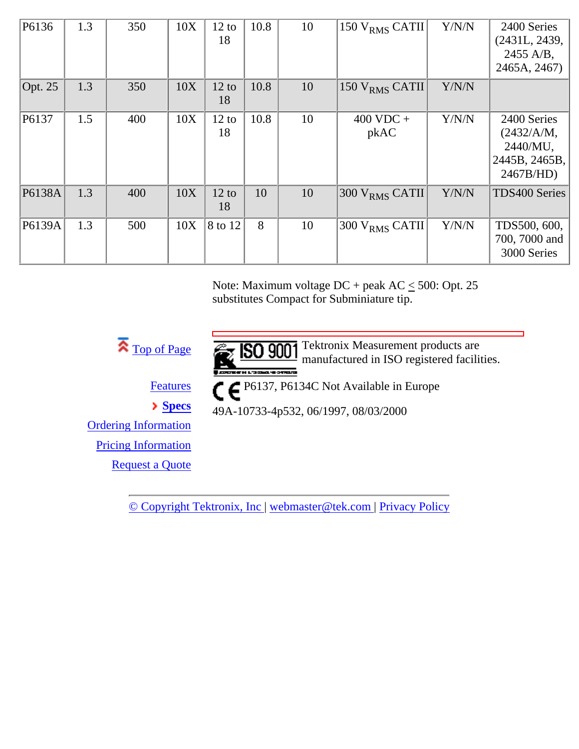| | | | | | | | | | |
|---|---|---|---|---|---|---|---|---|---|
| P6136 | 1.3 | 350 | 10X | 12 to 18 | 10.8 | 10 | 150 $V_{RMS}$ CATII | Y/N/N | 2400 Series (2431L, 2439, 2455 A/B, 2465A, 2467) |
| Opt. 25 | 1.3 | 350 | 10X | 12 to 18 | 10.8 | 10 | 150 $V_{RMS}$ CATII | Y/N/N | |
| P6137 | 1.5 | 400 | 10X | 12 to 18 | 10.8 | 10 | 400 VDC + pkAC | Y/N/N | 2400 Series (2432/A/M, 2440/MU, 2445B, 2465B, 2467B/HD) |
| P6138A | 1.3 | 400 | 10X | 12 to 18 | 10 | 10 | 300 $V_{RMS}$ CATII | Y/N/N | TDS400 Series |
| P6139A | 1.3 | 500 | 10X | 8 to 12 | 8 | 10 | 300 $V_{RMS}$ CATII | Y/N/N | TDS500, 600, 700, 7000 and 3000 Series |

Note: Maximum voltage DC + peak AC $\leq$ 500: Opt. 25 substitutes Compact for Subminiature tip.

Top of Page

Features

Specs

Ordering Information

Pricing Information

Request a Quote

Tektronix Measurement products are manufactured in ISO registered facilities.

P6137, P6134C Not Available in Europe

49A-10733-4p532, 06/1997, 08/03/2000

© Copyright Tektronix, Inc | webmaster@tek.com | Privacy Policy